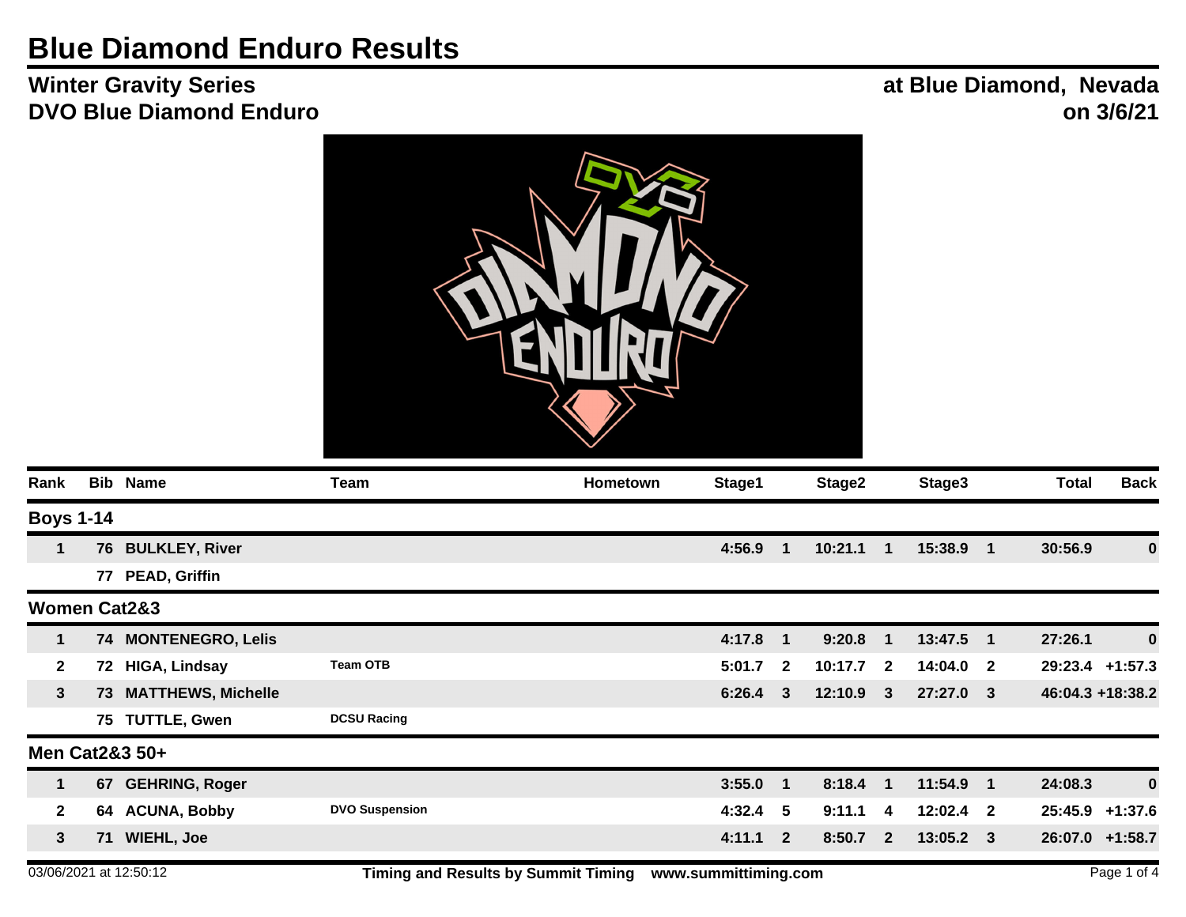# Blue Diamond Enduro Results

## Winter Gravity Series
## DVO Blue Diamond Enduro

**at Blue Diamond, Nevada**
**on 3/6/21**

| Rank | Bib | Name | Team | Hometown | Stage1 | | Stage2 | | Stage3 | | Total | Back |
|---|---|---|---|---|---|---|---|---|---|---|---|---|
| **Boys 1-14** | | | | | | | | | | | | |
| 1 | 76 | BULKLEY, River | | | 4:56.9 | 1 | 10:21.1 | 1 | 15:38.9 | 1 | 30:56.9 | 0 |
| | 77 | PEAD, Griffin | | | | | | | | | | |
| **Women Cat2&3** | | | | | | | | | | | | |
| 1 | 74 | MONTENEGRO, Lelis | | | 4:17.8 | 1 | 9:20.8 | 1 | 13:47.5 | 1 | 27:26.1 | 0 |
| 2 | 72 | HIGA, Lindsay | Team OTB | | 5:01.7 | 2 | 10:17.7 | 2 | 14:04.0 | 2 | 29:23.4 | +1:57.3 |
| 3 | 73 | MATTHEWS, Michelle | | | 6:26.4 | 3 | 12:10.9 | 3 | 27:27.0 | 3 | 46:04.3 | +18:38.2 |
| | 75 | TUTTLE, Gwen | DCSU Racing | | | | | | | | | |
| **Men Cat2&3 50+** | | | | | | | | | | | | |
| 1 | 67 | GEHRING, Roger | | | 3:55.0 | 1 | 8:18.4 | 1 | 11:54.9 | 1 | 24:08.3 | 0 |
| 2 | 64 | ACUNA, Bobby | DVO Suspension | | 4:32.4 | 5 | 9:11.1 | 4 | 12:02.4 | 2 | 25:45.9 | +1:37.6 |
| 3 | 71 | WIEHL, Joe | | | 4:11.1 | 2 | 8:50.7 | 2 | 13:05.2 | 3 | 26:07.0 | +1:58.7 |

03/06/2021 at 12:50:12 Timing and Results by Summit Timing www.summittiming.com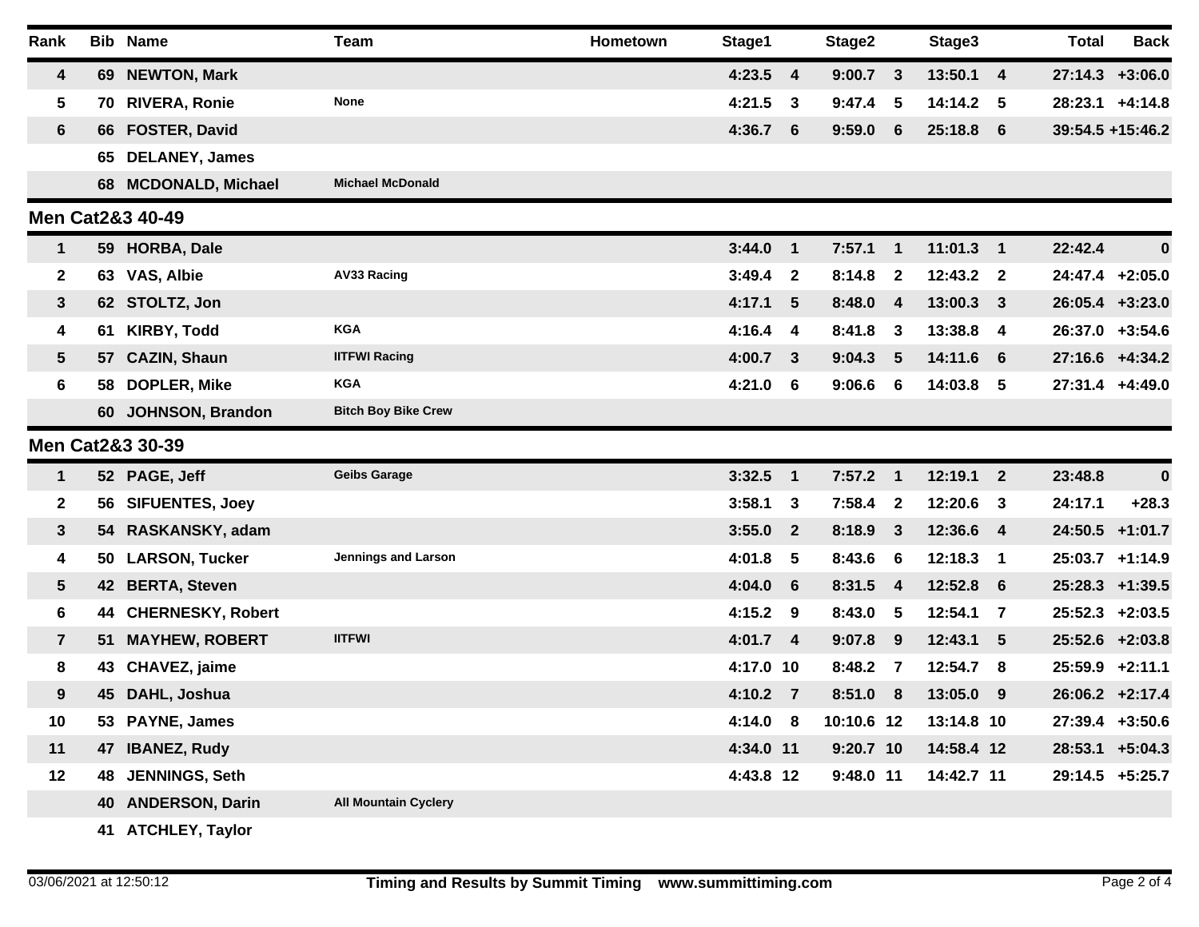| Rank | Bib | Name | Team | Hometown | Stage1 | | Stage2 | | Stage3 | | Total | Back |
|---|---|---|---|---|---|---|---|---|---|---|---|---|
| 4 | 69 | NEWTON, Mark | | | 4:23.5 | 4 | 9:00.7 | 3 | 13:50.1 | 4 | 27:14.3 | +3:06.0 |
| 5 | 70 | RIVERA, Ronie | None | | 4:21.5 | 3 | 9:47.4 | 5 | 14:14.2 | 5 | 28:23.1 | +4:14.8 |
| 6 | 66 | FOSTER, David | | | 4:36.7 | 6 | 9:59.0 | 6 | 25:18.8 | 6 | 39:54.5 | +15:46.2 |
| | 65 | DELANEY, James | | | | | | | | | | |
| | 68 | MCDONALD, Michael | Michael McDonald | | | | | | | | | |

## Men Cat2&3 40-49

| Rank | Bib | Name | Team | Hometown | Stage1 | | Stage2 | | Stage3 | | Total | Back |
|---|---|---|---|---|---|---|---|---|---|---|---|---|
| 1 | 59 | HORBA, Dale | | | 3:44.0 | 1 | 7:57.1 | 1 | 11:01.3 | 1 | 22:42.4 | 0 |
| 2 | 63 | VAS, Albie | AV33 Racing | | 3:49.4 | 2 | 8:14.8 | 2 | 12:43.2 | 2 | 24:47.4 | +2:05.0 |
| 3 | 62 | STOLTZ, Jon | | | 4:17.1 | 5 | 8:48.0 | 4 | 13:00.3 | 3 | 26:05.4 | +3:23.0 |
| 4 | 61 | KIRBY, Todd | KGA | | 4:16.4 | 4 | 8:41.8 | 3 | 13:38.8 | 4 | 26:37.0 | +3:54.6 |
| 5 | 57 | CAZIN, Shaun | IITFWI Racing | | 4:00.7 | 3 | 9:04.3 | 5 | 14:11.6 | 6 | 27:16.6 | +4:34.2 |
| 6 | 58 | DOPLER, Mike | KGA | | 4:21.0 | 6 | 9:06.6 | 6 | 14:03.8 | 5 | 27:31.4 | +4:49.0 |
| | 60 | JOHNSON, Brandon | Bitch Boy Bike Crew | | | | | | | | | |

## Men Cat2&3 30-39

| Rank | Bib | Name | Team | Hometown | Stage1 | | Stage2 | | Stage3 | | Total | Back |
|---|---|---|---|---|---|---|---|---|---|---|---|---|
| 1 | 52 | PAGE, Jeff | Geibs Garage | | 3:32.5 | 1 | 7:57.2 | 1 | 12:19.1 | 2 | 23:48.8 | 0 |
| 2 | 56 | SIFUENTES, Joey | | | 3:58.1 | 3 | 7:58.4 | 2 | 12:20.6 | 3 | 24:17.1 | +28.3 |
| 3 | 54 | RASKANSKY, adam | | | 3:55.0 | 2 | 8:18.9 | 3 | 12:36.6 | 4 | 24:50.5 | +1:01.7 |
| 4 | 50 | LARSON, Tucker | Jennings and Larson | | 4:01.8 | 5 | 8:43.6 | 6 | 12:18.3 | 1 | 25:03.7 | +1:14.9 |
| 5 | 42 | BERTA, Steven | | | 4:04.0 | 6 | 8:31.5 | 4 | 12:52.8 | 6 | 25:28.3 | +1:39.5 |
| 6 | 44 | CHERNESKY, Robert | | | 4:15.2 | 9 | 8:43.0 | 5 | 12:54.1 | 7 | 25:52.3 | +2:03.5 |
| 7 | 51 | MAYHEW, ROBERT | IITFWI | | 4:01.7 | 4 | 9:07.8 | 9 | 12:43.1 | 5 | 25:52.6 | +2:03.8 |
| 8 | 43 | CHAVEZ, jaime | | | 4:17.0 | 10 | 8:48.2 | 7 | 12:54.7 | 8 | 25:59.9 | +2:11.1 |
| 9 | 45 | DAHL, Joshua | | | 4:10.2 | 7 | 8:51.0 | 8 | 13:05.0 | 9 | 26:06.2 | +2:17.4 |
| 10 | 53 | PAYNE, James | | | 4:14.0 | 8 | 10:10.6 | 12 | 13:14.8 | 10 | 27:39.4 | +3:50.6 |
| 11 | 47 | IBANEZ, Rudy | | | 4:34.0 | 11 | 9:20.7 | 10 | 14:58.4 | 12 | 28:53.1 | +5:04.3 |
| 12 | 48 | JENNINGS, Seth | | | 4:43.8 | 12 | 9:48.0 | 11 | 14:42.7 | 11 | 29:14.5 | +5:25.7 |
| | 40 | ANDERSON, Darin | All Mountain Cyclery | | | | | | | | | |
| | 41 | ATCHLEY, Taylor | | | | | | | | | | |

03/06/2021 at 12:50:12 — Timing and Results by Summit Timing www.summittiming.com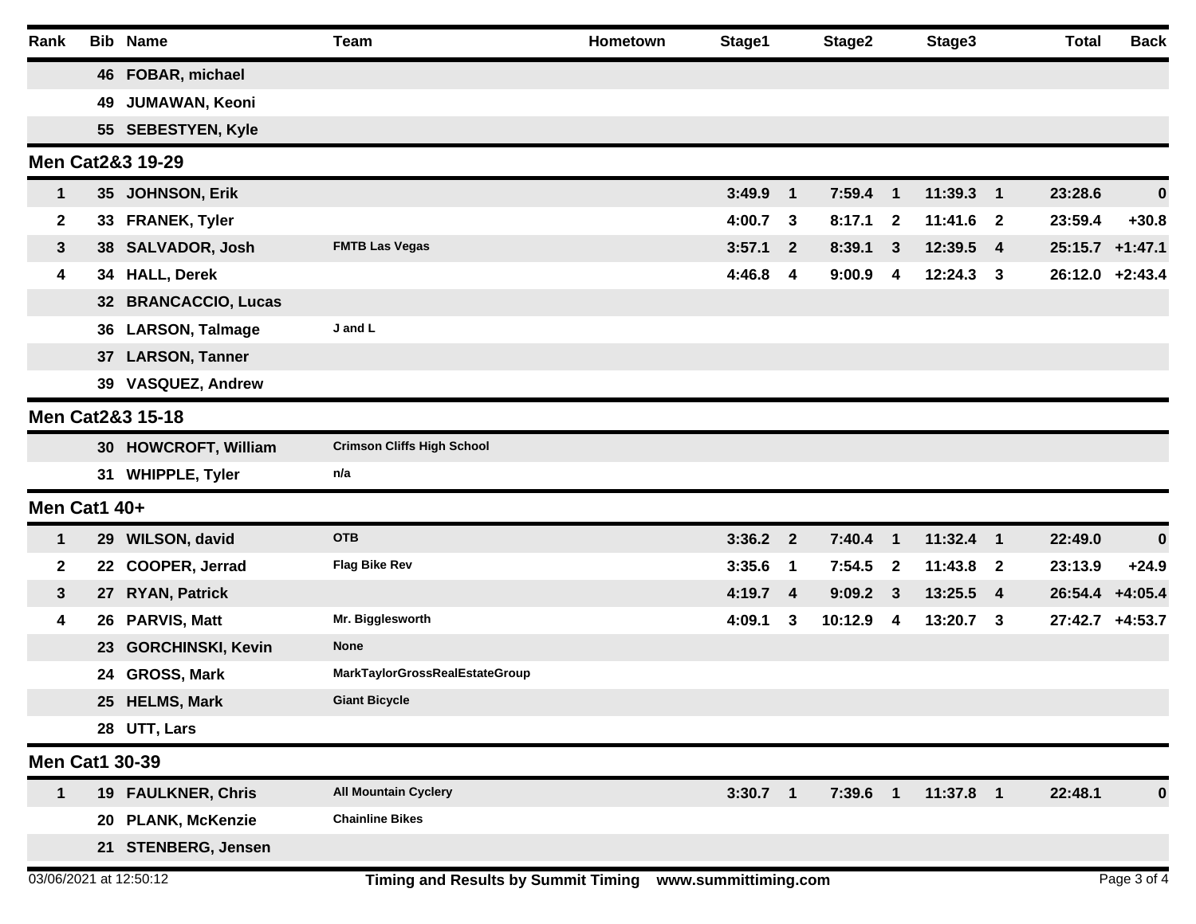| Rank | Bib | Name | Team | Hometown | Stage1 | | Stage2 | | Stage3 | | Total | Back |
|---|---|---|---|---|---|---|---|---|---|---|---|---|
| | 46 | FOBAR, michael | | | | | | | | | | |
| | 49 | JUMAWAN, Keoni | | | | | | | | | | |
| | 55 | SEBESTYEN, Kyle | | | | | | | | | | |

## Men Cat2&3 19-29

| Rank | Bib | Name | Team | Hometown | Stage1 | | Stage2 | | Stage3 | | Total | Back |
|---|---|---|---|---|---|---|---|---|---|---|---|---|
| 1 | 35 | JOHNSON, Erik | | | 3:49.9 | 1 | 7:59.4 | 1 | 11:39.3 | 1 | 23:28.6 | 0 |
| 2 | 33 | FRANEK, Tyler | | | 4:00.7 | 3 | 8:17.1 | 2 | 11:41.6 | 2 | 23:59.4 | +30.8 |
| 3 | 38 | SALVADOR, Josh | FMTB Las Vegas | | 3:57.1 | 2 | 8:39.1 | 3 | 12:39.5 | 4 | 25:15.7 | +1:47.1 |
| 4 | 34 | HALL, Derek | | | 4:46.8 | 4 | 9:00.9 | 4 | 12:24.3 | 3 | 26:12.0 | +2:43.4 |
| | 32 | BRANCACCIO, Lucas | | | | | | | | | | |
| | 36 | LARSON, Talmage | J and L | | | | | | | | | |
| | 37 | LARSON, Tanner | | | | | | | | | | |
| | 39 | VASQUEZ, Andrew | | | | | | | | | | |

## Men Cat2&3 15-18

| Rank | Bib | Name | Team | Hometown | Stage1 | | Stage2 | | Stage3 | | Total | Back |
|---|---|---|---|---|---|---|---|---|---|---|---|---|
| | 30 | HOWCROFT, William | Crimson Cliffs High School | | | | | | | | | |
| | 31 | WHIPPLE, Tyler | n/a | | | | | | | | | |

## Men Cat1 40+

| Rank | Bib | Name | Team | Hometown | Stage1 | | Stage2 | | Stage3 | | Total | Back |
|---|---|---|---|---|---|---|---|---|---|---|---|---|
| 1 | 29 | WILSON, david | OTB | | 3:36.2 | 2 | 7:40.4 | 1 | 11:32.4 | 1 | 22:49.0 | 0 |
| 2 | 22 | COOPER, Jerrad | Flag Bike Rev | | 3:35.6 | 1 | 7:54.5 | 2 | 11:43.8 | 2 | 23:13.9 | +24.9 |
| 3 | 27 | RYAN, Patrick | | | 4:19.7 | 4 | 9:09.2 | 3 | 13:25.5 | 4 | 26:54.4 | +4:05.4 |
| 4 | 26 | PARVIS, Matt | Mr. Bigglesworth | | 4:09.1 | 3 | 10:12.9 | 4 | 13:20.7 | 3 | 27:42.7 | +4:53.7 |
| | 23 | GORCHINSKI, Kevin | None | | | | | | | | | |
| | 24 | GROSS, Mark | MarkTaylorGrossRealEstateGroup | | | | | | | | | |
| | 25 | HELMS, Mark | Giant Bicycle | | | | | | | | | |
| | 28 | UTT, Lars | | | | | | | | | | |

## Men Cat1 30-39

| Rank | Bib | Name | Team | Hometown | Stage1 | | Stage2 | | Stage3 | | Total | Back |
|---|---|---|---|---|---|---|---|---|---|---|---|---|
| 1 | 19 | FAULKNER, Chris | All Mountain Cyclery | | 3:30.7 | 1 | 7:39.6 | 1 | 11:37.8 | 1 | 22:48.1 | 0 |
| | 20 | PLANK, McKenzie | Chainline Bikes | | | | | | | | | |
| | 21 | STENBERG, Jensen | | | | | | | | | | |

03/06/2021 at 12:50:12 Timing and Results by Summit Timing www.summittiming.com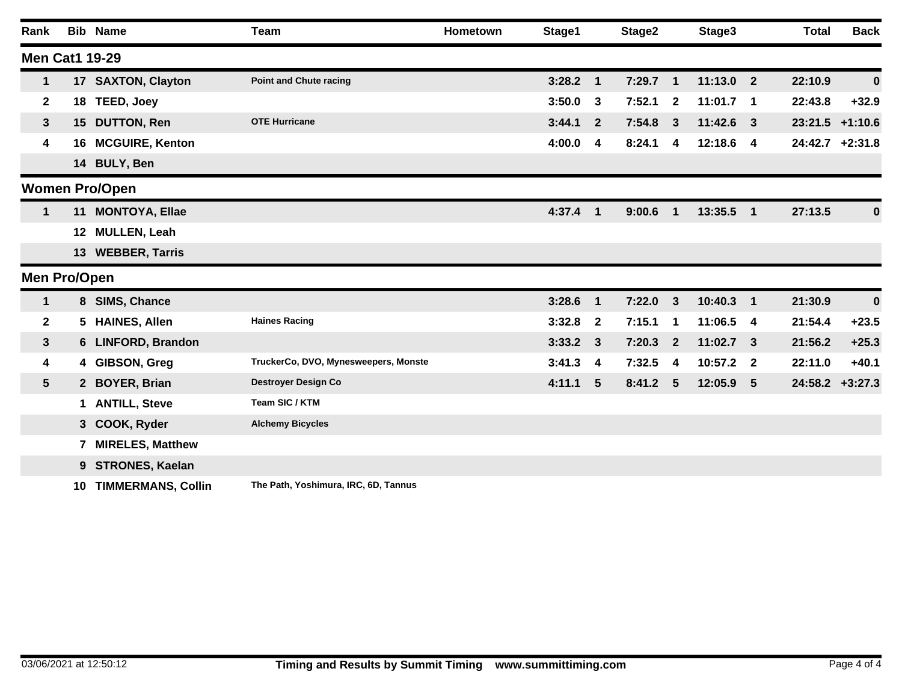| Rank | Bib | Name | Team | Hometown | Stage1 | | Stage2 | | Stage3 | | Total | Back |
|---|---|---|---|---|---|---|---|---|---|---|---|---|
| **Men Cat1 19-29** | | | | | | | | | | | | |
| 1 | 17 | SAXTON, Clayton | Point and Chute racing | | 3:28.2 | 1 | 7:29.7 | 1 | 11:13.0 | 2 | 22:10.9 | 0 |
| 2 | 18 | TEED, Joey | | | 3:50.0 | 3 | 7:52.1 | 2 | 11:01.7 | 1 | 22:43.8 | +32.9 |
| 3 | 15 | DUTTON, Ren | OTE Hurricane | | 3:44.1 | 2 | 7:54.8 | 3 | 11:42.6 | 3 | 23:21.5 | +1:10.6 |
| 4 | 16 | MCGUIRE, Kenton | | | 4:00.0 | 4 | 8:24.1 | 4 | 12:18.6 | 4 | 24:42.7 | +2:31.8 |
| | 14 | BULY, Ben | | | | | | | | | | |
| **Women Pro/Open** | | | | | | | | | | | | |
| 1 | 11 | MONTOYA, Ellae | | | 4:37.4 | 1 | 9:00.6 | 1 | 13:35.5 | 1 | 27:13.5 | 0 |
| | 12 | MULLEN, Leah | | | | | | | | | | |
| | 13 | WEBBER, Tarris | | | | | | | | | | |
| **Men Pro/Open** | | | | | | | | | | | | |
| 1 | 8 | SIMS, Chance | | | 3:28.6 | 1 | 7:22.0 | 3 | 10:40.3 | 1 | 21:30.9 | 0 |
| 2 | 5 | HAINES, Allen | Haines Racing | | 3:32.8 | 2 | 7:15.1 | 1 | 11:06.5 | 4 | 21:54.4 | +23.5 |
| 3 | 6 | LINFORD, Brandon | | | 3:33.2 | 3 | 7:20.3 | 2 | 11:02.7 | 3 | 21:56.2 | +25.3 |
| 4 | 4 | GIBSON, Greg | TruckerCo, DVO, Mynesweepers, Monste | | 3:41.3 | 4 | 7:32.5 | 4 | 10:57.2 | 2 | 22:11.0 | +40.1 |
| 5 | 2 | BOYER, Brian | Destroyer Design Co | | 4:11.1 | 5 | 8:41.2 | 5 | 12:05.9 | 5 | 24:58.2 | +3:27.3 |
| | 1 | ANTILL, Steve | Team SIC / KTM | | | | | | | | | |
| | 3 | COOK, Ryder | Alchemy Bicycles | | | | | | | | | |
| | 7 | MIRELES, Matthew | | | | | | | | | | |
| | 9 | STRONES, Kaelan | | | | | | | | | | |
| | 10 | TIMMERMANS, Collin | The Path, Yoshimura, IRC, 6D, Tannus | | | | | | | | | |

03/06/2021 at 12:50:12 **Timing and Results by Summit Timing www.summittiming.com**